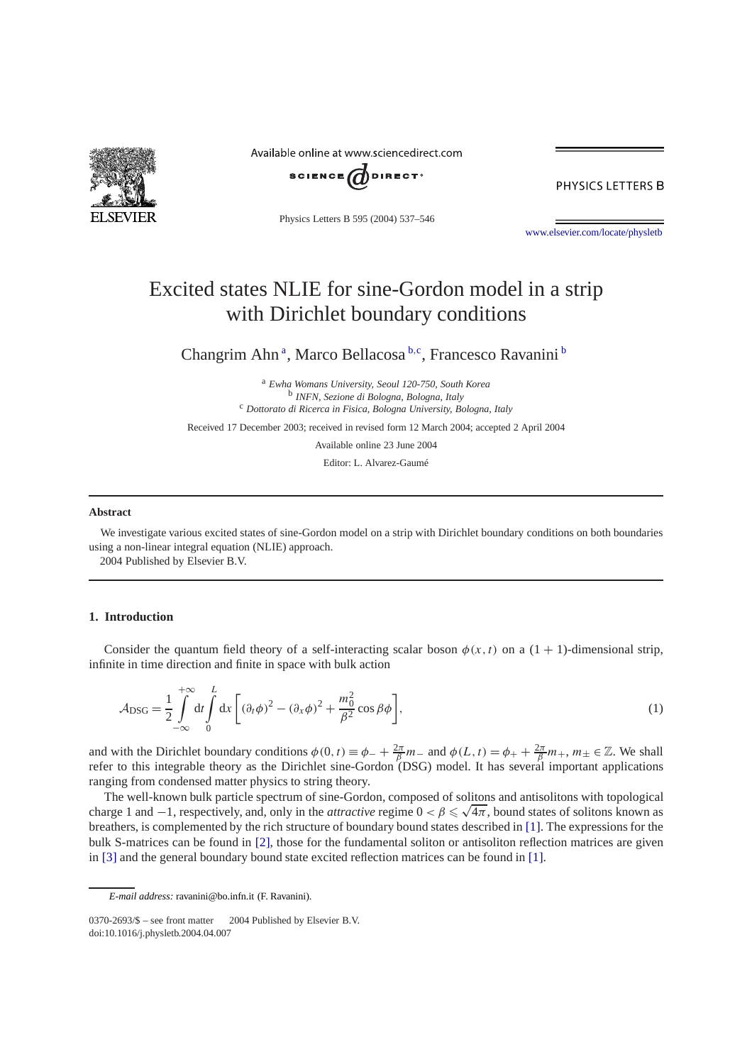# Excited states NLIE for sine-Gordon model in a strip with Dirichlet boundary conditions

Changrim Ahn [a], Marco Bellacosa [b,c], Francesco Ravanini [b]

[a] *Ewha Womans University, Seoul 120-750, South Korea*
[b] *INFN, Sezione di Bologna, Bologna, Italy*
[c] *Dottorato di Ricerca in Fisica, Bologna University, Bologna, Italy*

Received 17 December 2003; received in revised form 12 March 2004; accepted 2 April 2004

Available online 23 June 2004

Editor: L. Alvarez-Gaumé

## Abstract

We investigate various excited states of sine-Gordon model on a strip with Dirichlet boundary conditions on both boundaries using a non-linear integral equation (NLIE) approach.

2004 Published by Elsevier B.V.

## 1. Introduction

Consider the quantum field theory of a self-interacting scalar boson $\phi(x,t)$ on a $(1+1)$-dimensional strip, infinite in time direction and finite in space with bulk action

$$\mathcal{A}_{\mathrm{DSG}} = \frac{1}{2}\int_{-\infty}^{+\infty} \mathrm{d}t \int_{0}^{L} \mathrm{d}x \left[ (\partial_t \phi)^2 - (\partial_x \phi)^2 + \frac{m_0^2}{\beta^2}\cos\beta\phi \right], \tag{1}$$

and with the Dirichlet boundary conditions $\phi(0,t) \equiv \phi_- + \frac{2\pi}{\beta}m_-$ and $\phi(L,t) = \phi_+ + \frac{2\pi}{\beta}m_+$, $m_\pm \in \mathbb{Z}$. We shall refer to this integrable theory as the Dirichlet sine-Gordon (DSG) model. It has several important applications ranging from condensed matter physics to string theory.

The well-known bulk particle spectrum of sine-Gordon, composed of solitons and antisolitons with topological charge 1 and $-1$, respectively, and, only in the *attractive* regime $0 < \beta \leqslant \sqrt{4\pi}$, bound states of solitons known as breathers, is complemented by the rich structure of boundary bound states described in [1]. The expressions for the bulk S-matrices can be found in [2], those for the fundamental soliton or antisoliton reflection matrices are given in [3] and the general boundary bound state excited reflection matrices can be found in [1].

*E-mail address:* ravanini@bo.infn.it (F. Ravanini).

0370-2693/$ – see front matter 2004 Published by Elsevier B.V.
doi:10.1016/j.physletb.2004.04.007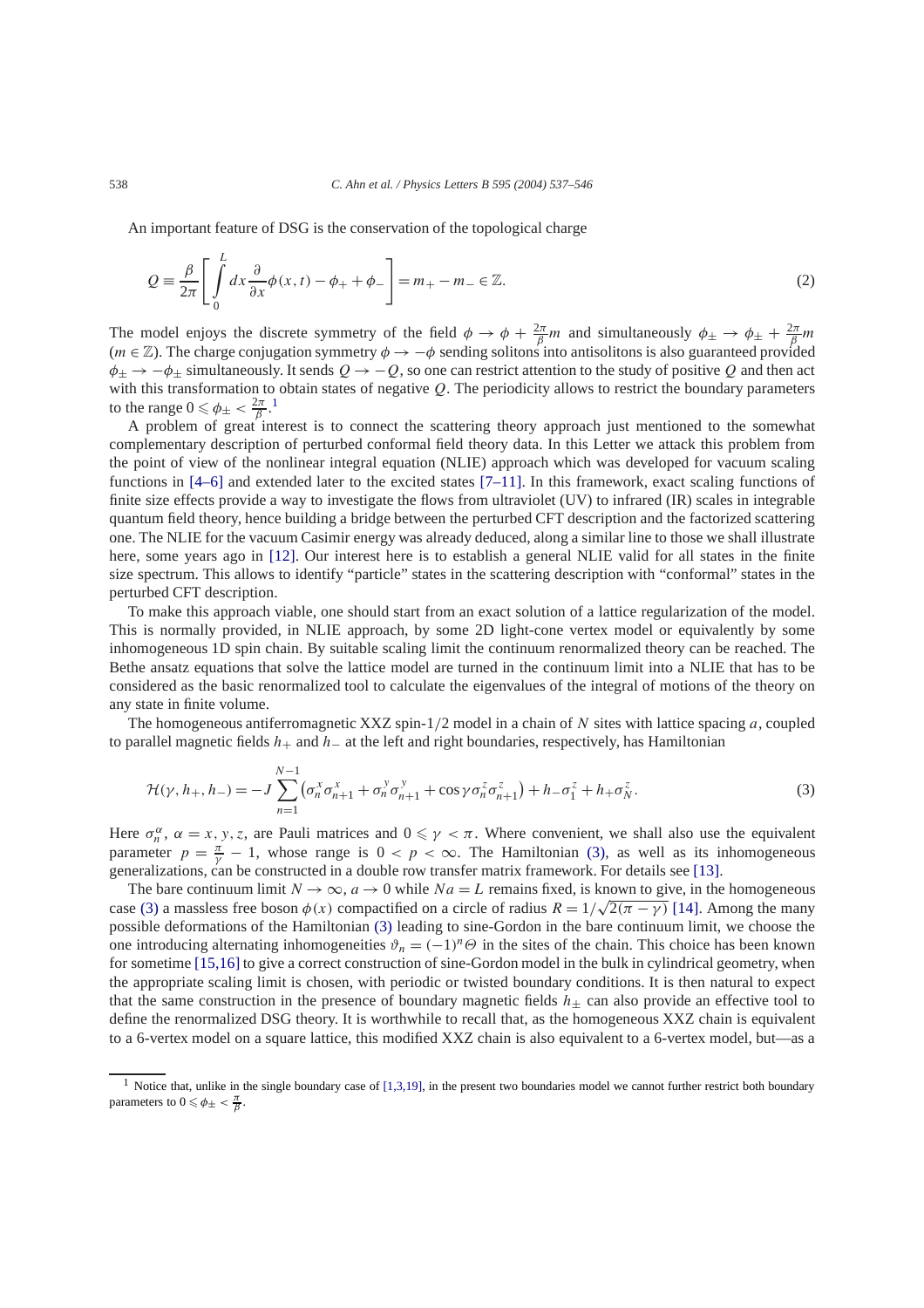An important feature of DSG is the conservation of the topological charge

$$Q \equiv \frac{\beta}{2\pi}\left[\int_0^L dx \frac{\partial}{\partial x}\phi(x,t) - \phi_+ + \phi_-\right] = m_+ - m_- \in \mathbb{Z}. \tag{2}$$

The model enjoys the discrete symmetry of the field $\phi \to \phi + \frac{2\pi}{\beta}m$ and simultaneously $\phi_\pm \to \phi_\pm + \frac{2\pi}{\beta}m$ ($m \in \mathbb{Z}$). The charge conjugation symmetry $\phi \to -\phi$ sending solitons into antisolitons is also guaranteed provided $\phi_\pm \to -\phi_\pm$ simultaneously. It sends $Q \to -Q$, so one can restrict attention to the study of positive $Q$ and then act with this transformation to obtain states of negative $Q$. The periodicity allows to restrict the boundary parameters to the range $0 \leqslant \phi_\pm < \frac{2\pi}{\beta}$.[1]

A problem of great interest is to connect the scattering theory approach just mentioned to the somewhat complementary description of perturbed conformal field theory data. In this Letter we attack this problem from the point of view of the nonlinear integral equation (NLIE) approach which was developed for vacuum scaling functions in [4–6] and extended later to the excited states [7–11]. In this framework, exact scaling functions of finite size effects provide a way to investigate the flows from ultraviolet (UV) to infrared (IR) scales in integrable quantum field theory, hence building a bridge between the perturbed CFT description and the factorized scattering one. The NLIE for the vacuum Casimir energy was already deduced, along a similar line to those we shall illustrate here, some years ago in [12]. Our interest here is to establish a general NLIE valid for all states in the finite size spectrum. This allows to identify "particle" states in the scattering description with "conformal" states in the perturbed CFT description.

To make this approach viable, one should start from an exact solution of a lattice regularization of the model. This is normally provided, in NLIE approach, by some 2D light-cone vertex model or equivalently by some inhomogeneous 1D spin chain. By suitable scaling limit the continuum renormalized theory can be reached. The Bethe ansatz equations that solve the lattice model are turned in the continuum limit into a NLIE that has to be considered as the basic renormalized tool to calculate the eigenvalues of the integral of motions of the theory on any state in finite volume.

The homogeneous antiferromagnetic XXZ spin-1/2 model in a chain of $N$ sites with lattice spacing $a$, coupled to parallel magnetic fields $h_+$ and $h_-$ at the left and right boundaries, respectively, has Hamiltonian

$$\mathcal{H}(\gamma, h_+, h_-) = -J\sum_{n=1}^{N-1}\left(\sigma_n^x\sigma_{n+1}^x + \sigma_n^y\sigma_{n+1}^y + \cos\gamma\,\sigma_n^z\sigma_{n+1}^z\right) + h_-\sigma_1^z + h_+\sigma_N^z. \tag{3}$$

Here $\sigma_n^\alpha$, $\alpha = x, y, z$, are Pauli matrices and $0 \leqslant \gamma < \pi$. Where convenient, we shall also use the equivalent parameter $p = \frac{\pi}{\gamma} - 1$, whose range is $0 < p < \infty$. The Hamiltonian (3), as well as its inhomogeneous generalizations, can be constructed in a double row transfer matrix framework. For details see [13].

The bare continuum limit $N \to \infty$, $a \to 0$ while $Na = L$ remains fixed, is known to give, in the homogeneous case (3) a massless free boson $\phi(x)$ compactified on a circle of radius $R = 1/\sqrt{2(\pi - \gamma)}$ [14]. Among the many possible deformations of the Hamiltonian (3) leading to sine-Gordon in the bare continuum limit, we choose the one introducing alternating inhomogeneities $\vartheta_n = (-1)^n\Theta$ in the sites of the chain. This choice has been known for sometime [15,16] to give a correct construction of sine-Gordon model in the bulk in cylindrical geometry, when the appropriate scaling limit is chosen, with periodic or twisted boundary conditions. It is then natural to expect that the same construction in the presence of boundary magnetic fields $h_\pm$ can also provide an effective tool to define the renormalized DSG theory. It is worthwhile to recall that, as the homogeneous XXZ chain is equivalent to a 6-vertex model on a square lattice, this modified XXZ chain is also equivalent to a 6-vertex model, but—as a

[1] Notice that, unlike in the single boundary case of [1,3,19], in the present two boundaries model we cannot further restrict both boundary parameters to $0 \leqslant \phi_\pm < \frac{\pi}{\beta}$.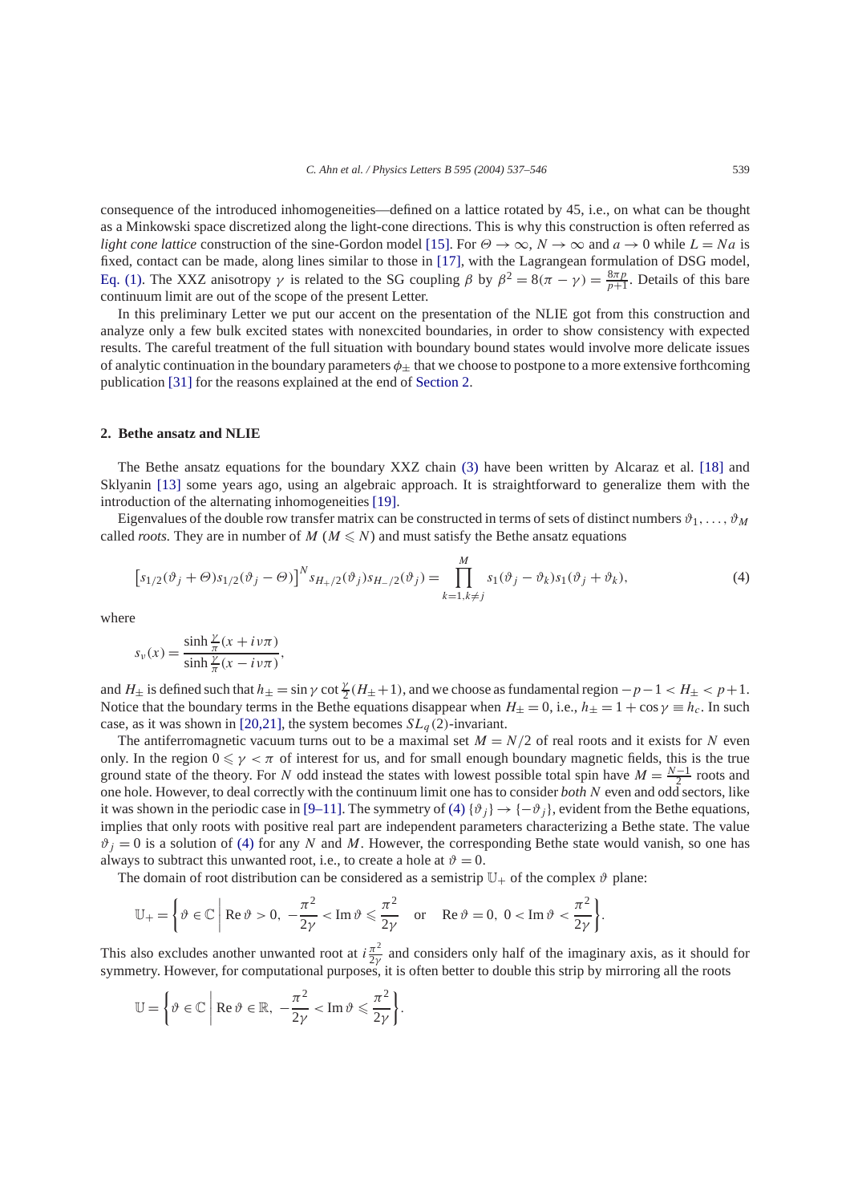consequence of the introduced inhomogeneities—defined on a lattice rotated by 45, i.e., on what can be thought as a Minkowski space discretized along the light-cone directions. This is why this construction is often referred as *light cone lattice* construction of the sine-Gordon model [15]. For $\Theta \to \infty$, $N \to \infty$ and $a \to 0$ while $L = Na$ is fixed, contact can be made, along lines similar to those in [17], with the Lagrangean formulation of DSG model, Eq. (1). The XXZ anisotropy $\gamma$ is related to the SG coupling $\beta$ by $\beta^2 = 8(\pi - \gamma) = \frac{8\pi p}{p+1}$. Details of this bare continuum limit are out of the scope of the present Letter.

In this preliminary Letter we put our accent on the presentation of the NLIE got from this construction and analyze only a few bulk excited states with nonexcited boundaries, in order to show consistency with expected results. The careful treatment of the full situation with boundary bound states would involve more delicate issues of analytic continuation in the boundary parameters $\phi_\pm$ that we choose to postpone to a more extensive forthcoming publication [31] for the reasons explained at the end of Section 2.

## 2. Bethe ansatz and NLIE

The Bethe ansatz equations for the boundary XXZ chain (3) have been written by Alcaraz et al. [18] and Sklyanin [13] some years ago, using an algebraic approach. It is straightforward to generalize them with the introduction of the alternating inhomogeneities [19].

Eigenvalues of the double row transfer matrix can be constructed in terms of sets of distinct numbers $\vartheta_1, \ldots, \vartheta_M$ called *roots*. They are in number of $M$ ($M \leqslant N$) and must satisfy the Bethe ansatz equations

$$\left[s_{1/2}(\vartheta_j + \Theta)s_{1/2}(\vartheta_j - \Theta)\right]^N s_{H_+/2}(\vartheta_j)s_{H_-/2}(\vartheta_j) = \prod_{k=1, k\neq j}^{M} s_1(\vartheta_j - \vartheta_k)s_1(\vartheta_j + \vartheta_k), \tag{4}$$

where

$$s_\nu(x) = \frac{\sinh\frac{\gamma}{\pi}(x + i\nu\pi)}{\sinh\frac{\gamma}{\pi}(x - i\nu\pi)},$$

and $H_\pm$ is defined such that $h_\pm = \sin\gamma \cot\frac{\gamma}{2}(H_\pm + 1)$, and we choose as fundamental region $-p-1 < H_\pm < p+1$. Notice that the boundary terms in the Bethe equations disappear when $H_\pm = 0$, i.e., $h_\pm = 1 + \cos\gamma \equiv h_c$. In such case, as it was shown in [20,21], the system becomes $SL_q(2)$-invariant.

The antiferromagnetic vacuum turns out to be a maximal set $M = N/2$ of real roots and it exists for $N$ even only. In the region $0 \leqslant \gamma < \pi$ of interest for us, and for small enough boundary magnetic fields, this is the true ground state of the theory. For $N$ odd instead the states with lowest possible total spin have $M = \frac{N-1}{2}$ roots and one hole. However, to deal correctly with the continuum limit one has to consider *both* $N$ even and odd sectors, like it was shown in the periodic case in [9–11]. The symmetry of (4) $\{\vartheta_j\} \to \{-\vartheta_j\}$, evident from the Bethe equations, implies that only roots with positive real part are independent parameters characterizing a Bethe state. The value $\vartheta_j = 0$ is a solution of (4) for any $N$ and $M$. However, the corresponding Bethe state would vanish, so one has always to subtract this unwanted root, i.e., to create a hole at $\vartheta = 0$.

The domain of root distribution can be considered as a semistrip $\mathbb{U}_+$ of the complex $\vartheta$ plane:

$$\mathbb{U}_+ = \left\{\vartheta \in \mathbb{C} \;\middle|\; \operatorname{Re}\vartheta > 0,\ -\frac{\pi^2}{2\gamma} < \operatorname{Im}\vartheta \leqslant \frac{\pi^2}{2\gamma} \quad \text{or} \quad \operatorname{Re}\vartheta = 0,\ 0 < \operatorname{Im}\vartheta < \frac{\pi^2}{2\gamma}\right\}.$$

This also excludes another unwanted root at $i\frac{\pi^2}{2\gamma}$ and considers only half of the imaginary axis, as it should for symmetry. However, for computational purposes, it is often better to double this strip by mirroring all the roots

$$\mathbb{U} = \left\{\vartheta \in \mathbb{C} \;\middle|\; \operatorname{Re}\vartheta \in \mathbb{R},\ -\frac{\pi^2}{2\gamma} < \operatorname{Im}\vartheta \leqslant \frac{\pi^2}{2\gamma}\right\}.$$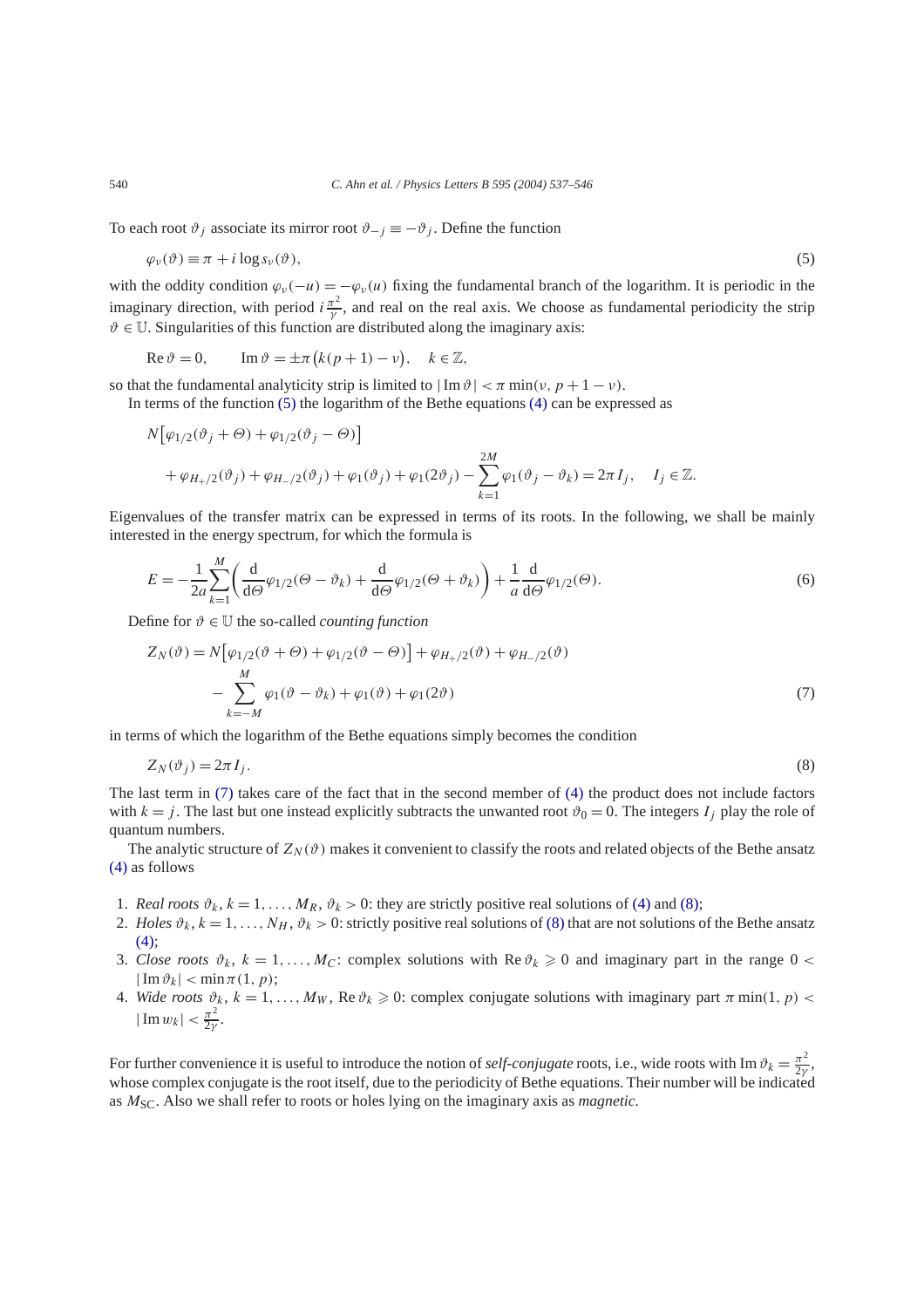To each root $\vartheta_j$ associate its mirror root $\vartheta_{-j} \equiv -\vartheta_j$. Define the function

$$\varphi_\nu(\vartheta) \equiv \pi + i \log s_\nu(\vartheta), \tag{5}$$

with the oddity condition $\varphi_\nu(-u) = -\varphi_\nu(u)$ fixing the fundamental branch of the logarithm. It is periodic in the imaginary direction, with period $i\frac{\pi^2}{\gamma}$, and real on the real axis. We choose as fundamental periodicity the strip $\vartheta \in \mathbb{U}$. Singularities of this function are distributed along the imaginary axis:

$$\operatorname{Re}\vartheta = 0, \qquad \operatorname{Im}\vartheta = \pm\pi\big(k(p+1) - \nu\big), \quad k \in \mathbb{Z},$$

so that the fundamental analyticity strip is limited to $|\operatorname{Im}\vartheta| < \pi \min(\nu, p+1-\nu)$.

In terms of the function (5) the logarithm of the Bethe equations (4) can be expressed as

$$N\big[\varphi_{1/2}(\vartheta_j + \Theta) + \varphi_{1/2}(\vartheta_j - \Theta)\big] + \varphi_{H_+/2}(\vartheta_j) + \varphi_{H_-/2}(\vartheta_j) + \varphi_1(\vartheta_j) + \varphi_1(2\vartheta_j) - \sum_{k=1}^{2M} \varphi_1(\vartheta_j - \vartheta_k) = 2\pi I_j, \quad I_j \in \mathbb{Z}.$$

Eigenvalues of the transfer matrix can be expressed in terms of its roots. In the following, we shall be mainly interested in the energy spectrum, for which the formula is

$$E = -\frac{1}{2a}\sum_{k=1}^{M}\left(\frac{\mathrm{d}}{\mathrm{d}\Theta}\varphi_{1/2}(\Theta - \vartheta_k) + \frac{\mathrm{d}}{\mathrm{d}\Theta}\varphi_{1/2}(\Theta + \vartheta_k)\right) + \frac{1}{a}\frac{\mathrm{d}}{\mathrm{d}\Theta}\varphi_{1/2}(\Theta). \tag{6}$$

Define for $\vartheta \in \mathbb{U}$ the so-called *counting function*

$$Z_N(\vartheta) = N\big[\varphi_{1/2}(\vartheta + \Theta) + \varphi_{1/2}(\vartheta - \Theta)\big] + \varphi_{H_+/2}(\vartheta) + \varphi_{H_-/2}(\vartheta) - \sum_{k=-M}^{M} \varphi_1(\vartheta - \vartheta_k) + \varphi_1(\vartheta) + \varphi_1(2\vartheta) \tag{7}$$

in terms of which the logarithm of the Bethe equations simply becomes the condition

$$Z_N(\vartheta_j) = 2\pi I_j. \tag{8}$$

The last term in (7) takes care of the fact that in the second member of (4) the product does not include factors with $k = j$. The last but one instead explicitly subtracts the unwanted root $\vartheta_0 = 0$. The integers $I_j$ play the role of quantum numbers.

The analytic structure of $Z_N(\vartheta)$ makes it convenient to classify the roots and related objects of the Bethe ansatz (4) as follows

1. *Real roots* $\vartheta_k$, $k = 1, \ldots, M_R$, $\vartheta_k > 0$: they are strictly positive real solutions of (4) and (8);
2. *Holes* $\vartheta_k$, $k = 1, \ldots, N_H$, $\vartheta_k > 0$: strictly positive real solutions of (8) that are not solutions of the Bethe ansatz (4);
3. *Close roots* $\vartheta_k$, $k = 1, \ldots, M_C$: complex solutions with $\operatorname{Re}\vartheta_k \geqslant 0$ and imaginary part in the range $0 < |\operatorname{Im}\vartheta_k| < \min\pi(1, p)$;
4. *Wide roots* $\vartheta_k$, $k = 1, \ldots, M_W$, $\operatorname{Re}\vartheta_k \geqslant 0$: complex conjugate solutions with imaginary part $\pi\min(1, p) < |\operatorname{Im} w_k| < \frac{\pi^2}{2\gamma}$.

For further convenience it is useful to introduce the notion of *self-conjugate* roots, i.e., wide roots with $\operatorname{Im}\vartheta_k = \frac{\pi^2}{2\gamma}$, whose complex conjugate is the root itself, due to the periodicity of Bethe equations. Their number will be indicated as $M_{\mathrm{SC}}$. Also we shall refer to roots or holes lying on the imaginary axis as *magnetic*.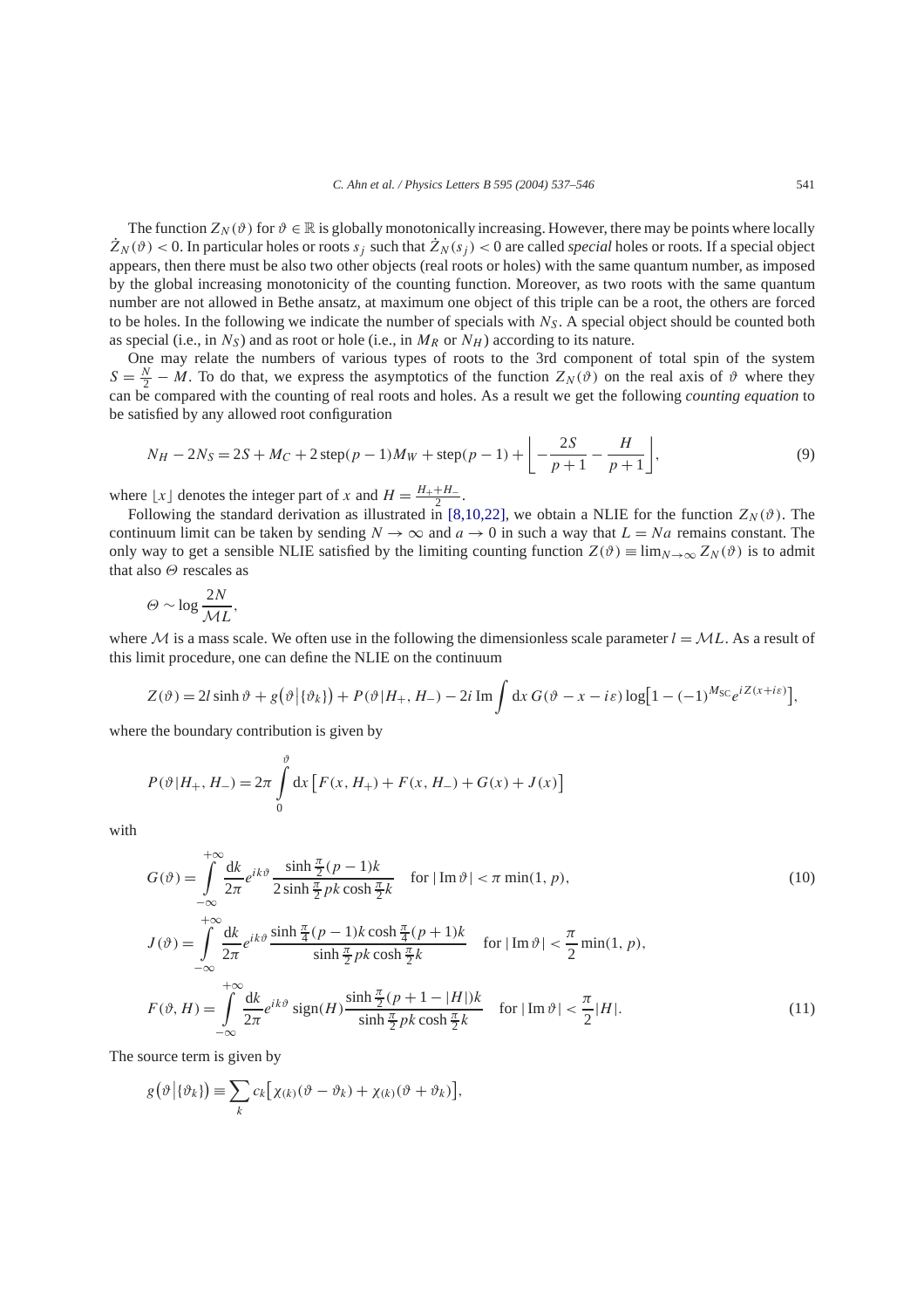The function $Z_N(\vartheta)$ for $\vartheta \in \mathbb{R}$ is globally monotonically increasing. However, there may be points where locally $\dot{Z}_N(\vartheta) < 0$. In particular holes or roots $s_j$ such that $\dot{Z}_N(s_j) < 0$ are called *special* holes or roots. If a special object appears, then there must be also two other objects (real roots or holes) with the same quantum number, as imposed by the global increasing monotonicity of the counting function. Moreover, as two roots with the same quantum number are not allowed in Bethe ansatz, at maximum one object of this triple can be a root, the others are forced to be holes. In the following we indicate the number of specials with $N_S$. A special object should be counted both as special (i.e., in $N_S$) and as root or hole (i.e., in $M_R$ or $N_H$) according to its nature.

One may relate the numbers of various types of roots to the 3rd component of total spin of the system $S = \frac{N}{2} - M$. To do that, we express the asymptotics of the function $Z_N(\vartheta)$ on the real axis of $\vartheta$ where they can be compared with the counting of real roots and holes. As a result we get the following *counting equation* to be satisfied by any allowed root configuration

$$N_H - 2N_S = 2S + M_C + 2\,\mathrm{step}(p-1)M_W + \mathrm{step}(p-1) + \left\lfloor -\frac{2S}{p+1} - \frac{H}{p+1} \right\rfloor, \tag{9}$$

where $\lfloor x \rfloor$ denotes the integer part of $x$ and $H = \frac{H_+ + H_-}{2}$.

Following the standard derivation as illustrated in [8,10,22], we obtain a NLIE for the function $Z_N(\vartheta)$. The continuum limit can be taken by sending $N \to \infty$ and $a \to 0$ in such a way that $L = Na$ remains constant. The only way to get a sensible NLIE satisfied by the limiting counting function $Z(\vartheta) \equiv \lim_{N\to\infty} Z_N(\vartheta)$ is to admit that also $\Theta$ rescales as

$$\Theta \sim \log \frac{2N}{\mathcal{M}L},$$

where $\mathcal{M}$ is a mass scale. We often use in the following the dimensionless scale parameter $l = \mathcal{M}L$. As a result of this limit procedure, one can define the NLIE on the continuum

$$Z(\vartheta) = 2l \sinh\vartheta + g\big(\vartheta \big| \{\vartheta_k\}\big) + P(\vartheta | H_+, H_-) - 2i\,\mathrm{Im} \int \mathrm{d}x\, G(\vartheta - x - i\varepsilon) \log\big[1 - (-1)^{M_{\mathrm{SC}}} e^{iZ(x+i\varepsilon)}\big],$$

where the boundary contribution is given by

$$P(\vartheta | H_+, H_-) = 2\pi \int_0^{\vartheta} \mathrm{d}x \left[ F(x, H_+) + F(x, H_-) + G(x) + J(x) \right]$$

with

$$G(\vartheta) = \int_{-\infty}^{+\infty} \frac{\mathrm{d}k}{2\pi} e^{ik\vartheta} \frac{\sinh\frac{\pi}{2}(p-1)k}{2\sinh\frac{\pi}{2}pk \cosh\frac{\pi}{2}k} \quad \text{for } |\operatorname{Im}\vartheta| < \pi \min(1, p), \tag{10}$$

$$J(\vartheta) = \int_{-\infty}^{+\infty} \frac{\mathrm{d}k}{2\pi} e^{ik\vartheta} \frac{\sinh\frac{\pi}{4}(p-1)k \cosh\frac{\pi}{4}(p+1)k}{\sinh\frac{\pi}{2}pk \cosh\frac{\pi}{2}k} \quad \text{for } |\operatorname{Im}\vartheta| < \frac{\pi}{2}\min(1, p),$$

$$F(\vartheta, H) = \int_{-\infty}^{+\infty} \frac{\mathrm{d}k}{2\pi} e^{ik\vartheta} \,\mathrm{sign}(H) \frac{\sinh\frac{\pi}{2}(p+1-|H|)k}{\sinh\frac{\pi}{2}pk \cosh\frac{\pi}{2}k} \quad \text{for } |\operatorname{Im}\vartheta| < \frac{\pi}{2}|H|. \tag{11}$$

The source term is given by

$$g\big(\vartheta \big| \{\vartheta_k\}\big) \equiv \sum_k c_k \big[\chi_{(k)}(\vartheta - \vartheta_k) + \chi_{(k)}(\vartheta + \vartheta_k)\big],$$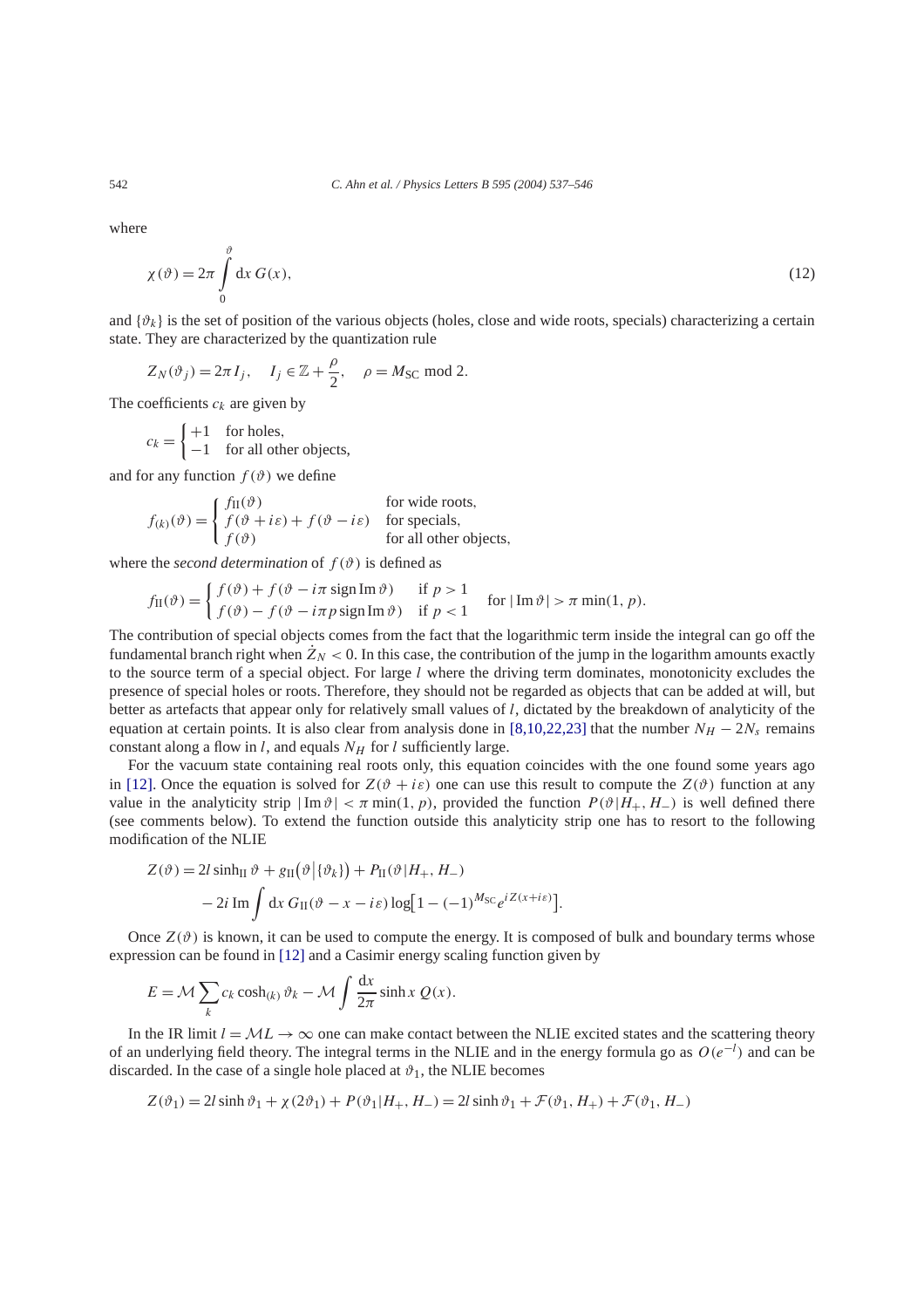where

$$\chi(\vartheta) = 2\pi \int_0^{\vartheta} \mathrm{d}x\, G(x), \tag{12}$$

and $\{\vartheta_k\}$ is the set of position of the various objects (holes, close and wide roots, specials) characterizing a certain state. They are characterized by the quantization rule

$$Z_N(\vartheta_j) = 2\pi I_j, \quad I_j \in \mathbb{Z} + \frac{\rho}{2}, \quad \rho = M_{\mathrm{SC}} \bmod 2.$$

The coefficients $c_k$ are given by

$$c_k = \begin{cases} +1 & \text{for holes,} \\ -1 & \text{for all other objects,} \end{cases}$$

and for any function $f(\vartheta)$ we define

$$f_{(k)}(\vartheta) = \begin{cases} f_{\mathrm{II}}(\vartheta) & \text{for wide roots,} \\ f(\vartheta + i\varepsilon) + f(\vartheta - i\varepsilon) & \text{for specials,} \\ f(\vartheta) & \text{for all other objects,} \end{cases}$$

where the *second determination* of $f(\vartheta)$ is defined as

$$f_{\mathrm{II}}(\vartheta) = \begin{cases} f(\vartheta) + f(\vartheta - i\pi \,\mathrm{sign}\,\mathrm{Im}\,\vartheta) & \text{if } p > 1 \\ f(\vartheta) - f(\vartheta - i\pi p \,\mathrm{sign}\,\mathrm{Im}\,\vartheta) & \text{if } p < 1 \end{cases} \quad \text{for } |\mathrm{Im}\,\vartheta| > \pi \min(1, p).$$

The contribution of special objects comes from the fact that the logarithmic term inside the integral can go off the fundamental branch right when $\dot{Z}_N < 0$. In this case, the contribution of the jump in the logarithm amounts exactly to the source term of a special object. For large $l$ where the driving term dominates, monotonicity excludes the presence of special holes or roots. Therefore, they should not be regarded as objects that can be added at will, but better as artefacts that appear only for relatively small values of $l$, dictated by the breakdown of analyticity of the equation at certain points. It is also clear from analysis done in [8,10,22,23] that the number $N_H - 2N_s$ remains constant along a flow in $l$, and equals $N_H$ for $l$ sufficiently large.

For the vacuum state containing real roots only, this equation coincides with the one found some years ago in [12]. Once the equation is solved for $Z(\vartheta + i\varepsilon)$ one can use this result to compute the $Z(\vartheta)$ function at any value in the analyticity strip $|\mathrm{Im}\,\vartheta| < \pi \min(1, p)$, provided the function $P(\vartheta|H_+, H_-)$ is well defined there (see comments below). To extend the function outside this analyticity strip one has to resort to the following modification of the NLIE

$$\begin{aligned} Z(\vartheta) &= 2l \sinh_{\mathrm{II}} \vartheta + g_{\mathrm{II}}\big(\vartheta \big| \{\vartheta_k\}\big) + P_{\mathrm{II}}(\vartheta|H_+, H_-) \\ &\quad - 2i\, \mathrm{Im} \int \mathrm{d}x\, G_{\mathrm{II}}(\vartheta - x - i\varepsilon) \log\big[1 - (-1)^{M_{\mathrm{SC}}} e^{iZ(x+i\varepsilon)}\big]. \end{aligned}$$

Once $Z(\vartheta)$ is known, it can be used to compute the energy. It is composed of bulk and boundary terms whose expression can be found in [12] and a Casimir energy scaling function given by

$$E = \mathcal{M} \sum_k c_k \cosh_{(k)} \vartheta_k - \mathcal{M} \int \frac{\mathrm{d}x}{2\pi} \sinh x\, Q(x).$$

In the IR limit $l = \mathcal{M}L \to \infty$ one can make contact between the NLIE excited states and the scattering theory of an underlying field theory. The integral terms in the NLIE and in the energy formula go as $O(e^{-l})$ and can be discarded. In the case of a single hole placed at $\vartheta_1$, the NLIE becomes

$$Z(\vartheta_1) = 2l \sinh \vartheta_1 + \chi(2\vartheta_1) + P(\vartheta_1|H_+, H_-) = 2l \sinh \vartheta_1 + \mathcal{F}(\vartheta_1, H_+) + \mathcal{F}(\vartheta_1, H_-)$$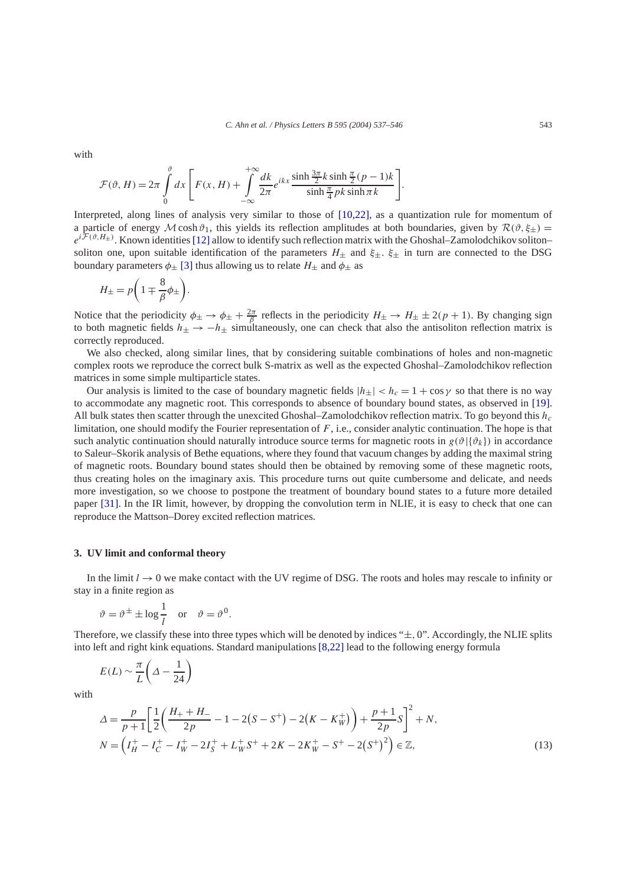with

$$\mathcal{F}(\vartheta, H) = 2\pi \int_0^{\vartheta} dx \left[ F(x, H) + \int_{-\infty}^{+\infty} \frac{dk}{2\pi} e^{ikx} \frac{\sinh \frac{3\pi}{2}k \sinh \frac{\pi}{2}(p-1)k}{\sinh \frac{\pi}{4}pk \sinh \pi k} \right].$$

Interpreted, along lines of analysis very similar to those of [10,22], as a quantization rule for momentum of a particle of energy $\mathcal{M}\cosh\vartheta_1$, this yields its reflection amplitudes at both boundaries, given by $\mathcal{R}(\vartheta, \xi_\pm) = e^{i\mathcal{F}(\vartheta, H_\pm)}$. Known identities [12] allow to identify such reflection matrix with the Ghoshal–Zamolodchikov soliton–soliton one, upon suitable identification of the parameters $H_\pm$ and $\xi_\pm$. $\xi_\pm$ in turn are connected to the DSG boundary parameters $\phi_\pm$ [3] thus allowing us to relate $H_\pm$ and $\phi_\pm$ as

$$H_\pm = p\left(1 \mp \frac{8}{\beta}\phi_\pm\right).$$

Notice that the periodicity $\phi_\pm \to \phi_\pm + \frac{2\pi}{\beta}$ reflects in the periodicity $H_\pm \to H_\pm \pm 2(p+1)$. By changing sign to both magnetic fields $h_\pm \to -h_\pm$ simultaneously, one can check that also the antisoliton reflection matrix is correctly reproduced.

We also checked, along similar lines, that by considering suitable combinations of holes and non-magnetic complex roots we reproduce the correct bulk S-matrix as well as the expected Ghoshal–Zamolodchikov reflection matrices in some simple multiparticle states.

Our analysis is limited to the case of boundary magnetic fields $|h_\pm| < h_c = 1 + \cos\gamma$ so that there is no way to accommodate any magnetic root. This corresponds to absence of boundary bound states, as observed in [19]. All bulk states then scatter through the unexcited Ghoshal–Zamolodchikov reflection matrix. To go beyond this $h_c$ limitation, one should modify the Fourier representation of $F$, i.e., consider analytic continuation. The hope is that such analytic continuation should naturally introduce source terms for magnetic roots in $g(\vartheta|\{\vartheta_k\})$ in accordance to Saleur–Skorik analysis of Bethe equations, where they found that vacuum changes by adding the maximal string of magnetic roots. Boundary bound states should then be obtained by removing some of these magnetic roots, thus creating holes on the imaginary axis. This procedure turns out quite cumbersome and delicate, and needs more investigation, so we choose to postpone the treatment of boundary bound states to a future more detailed paper [31]. In the IR limit, however, by dropping the convolution term in NLIE, it is easy to check that one can reproduce the Mattson–Dorey excited reflection matrices.

## 3. UV limit and conformal theory

In the limit $l \to 0$ we make contact with the UV regime of DSG. The roots and holes may rescale to infinity or stay in a finite region as

$$\vartheta = \vartheta^\pm \pm \log\frac{1}{l} \quad \text{or} \quad \vartheta = \vartheta^0.$$

Therefore, we classify these into three types which will be denoted by indices "$\pm, 0$". Accordingly, the NLIE splits into left and right kink equations. Standard manipulations [8,22] lead to the following energy formula

$$E(L) \sim \frac{\pi}{L}\left(\Delta - \frac{1}{24}\right)$$

with

$$\begin{aligned}
\Delta &= \frac{p}{p+1}\left[\frac{1}{2}\left(\frac{H_+ + H_-}{2p} - 1 - 2\left(S - S^+\right) - 2\left(K - K_W^+\right)\right) + \frac{p+1}{2p}S\right]^2 + N, \\
N &= \left(I_H^+ - I_C^+ - I_W^+ - 2I_S^+ + L_W^+ S^+ + 2K - 2K_W^+ - S^+ - 2\left(S^+\right)^2\right) \in \mathbb{Z},
\end{aligned} \tag{13}$$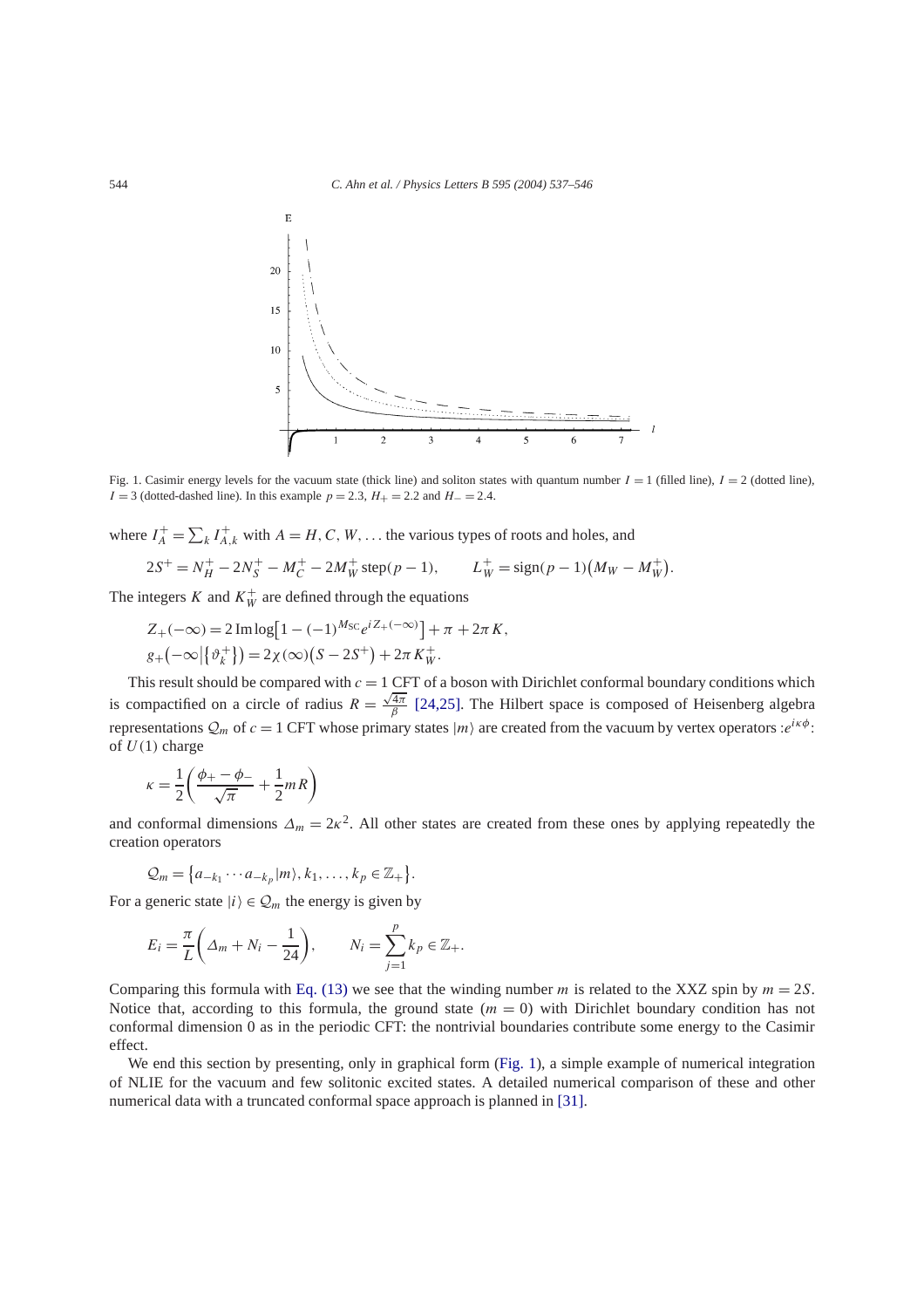Fig. 1. Casimir energy levels for the vacuum state (thick line) and soliton states with quantum number $I = 1$ (filled line), $I = 2$ (dotted line), $I = 3$ (dotted-dashed line). In this example $p = 2.3$, $H_+ = 2.2$ and $H_- = 2.4$.

where $I_A^+ = \sum_k I_{A,k}^+$ with $A = H, C, W, \ldots$ the various types of roots and holes, and

$$2S^+ = N_H^+ - 2N_S^+ - M_C^+ - 2M_W^+ \operatorname{step}(p-1), \qquad L_W^+ = \operatorname{sign}(p-1)\big(M_W - M_W^+\big).$$

The integers $K$ and $K_W^+$ are defined through the equations

$$Z_+(-\infty) = 2\operatorname{Im}\log\big[1 - (-1)^{M_{SC}} e^{iZ_+(-\infty)}\big] + \pi + 2\pi K,$$
$$g_+\big(-\infty\big|\{\vartheta_k^+\}\big) = 2\chi(\infty)\big(S - 2S^+\big) + 2\pi K_W^+.$$

This result should be compared with $c = 1$ CFT of a boson with Dirichlet conformal boundary conditions which is compactified on a circle of radius $R = \frac{\sqrt{4\pi}}{\beta}$ [24,25]. The Hilbert space is composed of Heisenberg algebra representations $\mathcal{Q}_m$ of $c = 1$ CFT whose primary states $|m\rangle$ are created from the vacuum by vertex operators $:e^{i\kappa\phi}:$ of $U(1)$ charge

$$\kappa = \frac{1}{2}\left(\frac{\phi_+ - \phi_-}{\sqrt{\pi}} + \frac{1}{2} m R\right)$$

and conformal dimensions $\Delta_m = 2\kappa^2$. All other states are created from these ones by applying repeatedly the creation operators

$$\mathcal{Q}_m = \big\{a_{-k_1} \cdots a_{-k_p}|m\rangle, k_1, \ldots, k_p \in \mathbb{Z}_+\big\}.$$

For a generic state $|i\rangle \in \mathcal{Q}_m$ the energy is given by

$$E_i = \frac{\pi}{L}\left(\Delta_m + N_i - \frac{1}{24}\right), \qquad N_i = \sum_{j=1}^{p} k_p \in \mathbb{Z}_+.$$

Comparing this formula with Eq. (13) we see that the winding number $m$ is related to the XXZ spin by $m = 2S$. Notice that, according to this formula, the ground state ($m = 0$) with Dirichlet boundary condition has not conformal dimension 0 as in the periodic CFT: the nontrivial boundaries contribute some energy to the Casimir effect.

We end this section by presenting, only in graphical form (Fig. 1), a simple example of numerical integration of NLIE for the vacuum and few solitonic excited states. A detailed numerical comparison of these and other numerical data with a truncated conformal space approach is planned in [31].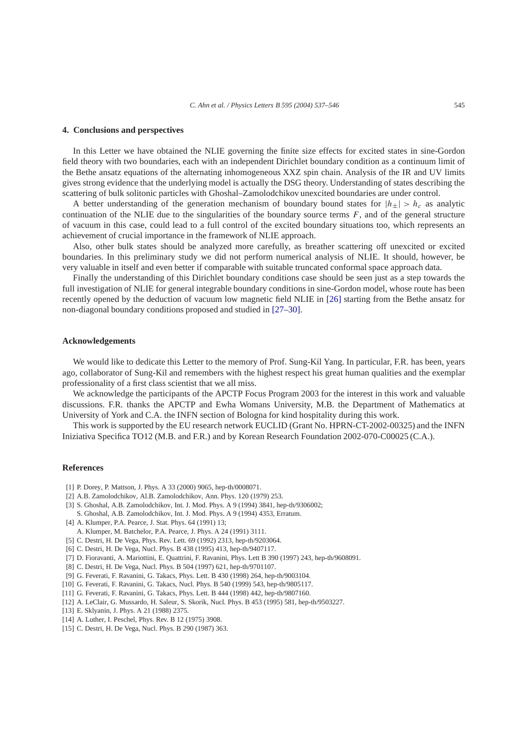## 4. Conclusions and perspectives

In this Letter we have obtained the NLIE governing the finite size effects for excited states in sine-Gordon field theory with two boundaries, each with an independent Dirichlet boundary condition as a continuum limit of the Bethe ansatz equations of the alternating inhomogeneous XXZ spin chain. Analysis of the IR and UV limits gives strong evidence that the underlying model is actually the DSG theory. Understanding of states describing the scattering of bulk solitonic particles with Ghoshal–Zamolodchikov unexcited boundaries are under control.

A better understanding of the generation mechanism of boundary bound states for $|h_\pm| > h_c$ as analytic continuation of the NLIE due to the singularities of the boundary source terms $F$, and of the general structure of vacuum in this case, could lead to a full control of the excited boundary situations too, which represents an achievement of crucial importance in the framework of NLIE approach.

Also, other bulk states should be analyzed more carefully, as breather scattering off unexcited or excited boundaries. In this preliminary study we did not perform numerical analysis of NLIE. It should, however, be very valuable in itself and even better if comparable with suitable truncated conformal space approach data.

Finally the understanding of this Dirichlet boundary conditions case should be seen just as a step towards the full investigation of NLIE for general integrable boundary conditions in sine-Gordon model, whose route has been recently opened by the deduction of vacuum low magnetic field NLIE in [26] starting from the Bethe ansatz for non-diagonal boundary conditions proposed and studied in [27–30].

## Acknowledgements

We would like to dedicate this Letter to the memory of Prof. Sung-Kil Yang. In particular, F.R. has been, years ago, collaborator of Sung-Kil and remembers with the highest respect his great human qualities and the exemplar professionality of a first class scientist that we all miss.

We acknowledge the participants of the APCTP Focus Program 2003 for the interest in this work and valuable discussions. F.R. thanks the APCTP and Ewha Womans University, M.B. the Department of Mathematics at University of York and C.A. the INFN section of Bologna for kind hospitality during this work.

This work is supported by the EU research network EUCLID (Grant No. HPRN-CT-2002-00325) and the INFN Iniziativa Specifica TO12 (M.B. and F.R.) and by Korean Research Foundation 2002-070-C00025 (C.A.).

## References

[1] P. Dorey, P. Mattson, J. Phys. A 33 (2000) 9065, hep-th/0008071.
[2] A.B. Zamolodchikov, Al.B. Zamolodchikov, Ann. Phys. 120 (1979) 253.
[3] S. Ghoshal, A.B. Zamolodchikov, Int. J. Mod. Phys. A 9 (1994) 3841, hep-th/9306002;
S. Ghoshal, A.B. Zamolodchikov, Int. J. Mod. Phys. A 9 (1994) 4353, Erratum.
[4] A. Klumper, P.A. Pearce, J. Stat. Phys. 64 (1991) 13;
A. Klumper, M. Batchelor, P.A. Pearce, J. Phys. A 24 (1991) 3111.
[5] C. Destri, H. De Vega, Phys. Rev. Lett. 69 (1992) 2313, hep-th/9203064.
[6] C. Destri, H. De Vega, Nucl. Phys. B 438 (1995) 413, hep-th/9407117.
[7] D. Fioravanti, A. Mariottini, E. Quattrini, F. Ravanini, Phys. Lett B 390 (1997) 243, hep-th/9608091.
[8] C. Destri, H. De Vega, Nucl. Phys. B 504 (1997) 621, hep-th/9701107.
[9] G. Feverati, F. Ravanini, G. Takacs, Phys. Lett. B 430 (1998) 264, hep-th/9003104.
[10] G. Feverati, F. Ravanini, G. Takacs, Nucl. Phys. B 540 (1999) 543, hep-th/9805117.
[11] G. Feverati, F. Ravanini, G. Takacs, Phys. Lett. B 444 (1998) 442, hep-th/9807160.
[12] A. LeClair, G. Mussardo, H. Saleur, S. Skorik, Nucl. Phys. B 453 (1995) 581, hep-th/9503227.
[13] E. Sklyanin, J. Phys. A 21 (1988) 2375.
[14] A. Luther, I. Peschel, Phys. Rev. B 12 (1975) 3908.
[15] C. Destri, H. De Vega, Nucl. Phys. B 290 (1987) 363.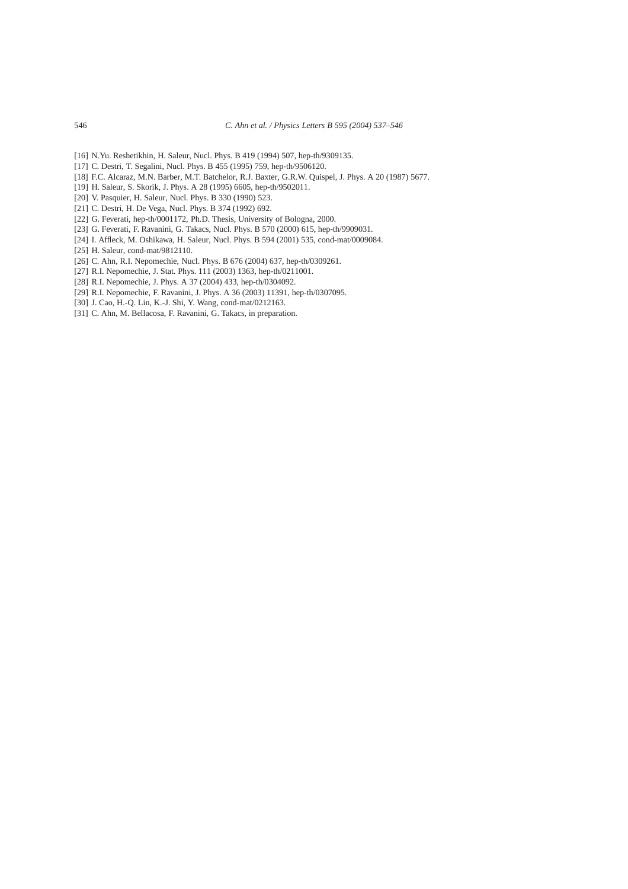[16] N.Yu. Reshetikhin, H. Saleur, Nucl. Phys. B 419 (1994) 507, hep-th/9309135.
[17] C. Destri, T. Segalini, Nucl. Phys. B 455 (1995) 759, hep-th/9506120.
[18] F.C. Alcaraz, M.N. Barber, M.T. Batchelor, R.J. Baxter, G.R.W. Quispel, J. Phys. A 20 (1987) 5677.
[19] H. Saleur, S. Skorik, J. Phys. A 28 (1995) 6605, hep-th/9502011.
[20] V. Pasquier, H. Saleur, Nucl. Phys. B 330 (1990) 523.
[21] C. Destri, H. De Vega, Nucl. Phys. B 374 (1992) 692.
[22] G. Feverati, hep-th/0001172, Ph.D. Thesis, University of Bologna, 2000.
[23] G. Feverati, F. Ravanini, G. Takacs, Nucl. Phys. B 570 (2000) 615, hep-th/9909031.
[24] I. Affleck, M. Oshikawa, H. Saleur, Nucl. Phys. B 594 (2001) 535, cond-mat/0009084.
[25] H. Saleur, cond-mat/9812110.
[26] C. Ahn, R.I. Nepomechie, Nucl. Phys. B 676 (2004) 637, hep-th/0309261.
[27] R.I. Nepomechie, J. Stat. Phys. 111 (2003) 1363, hep-th/0211001.
[28] R.I. Nepomechie, J. Phys. A 37 (2004) 433, hep-th/0304092.
[29] R.I. Nepomechie, F. Ravanini, J. Phys. A 36 (2003) 11391, hep-th/0307095.
[30] J. Cao, H.-Q. Lin, K.-J. Shi, Y. Wang, cond-mat/0212163.
[31] C. Ahn, M. Bellacosa, F. Ravanini, G. Takacs, in preparation.